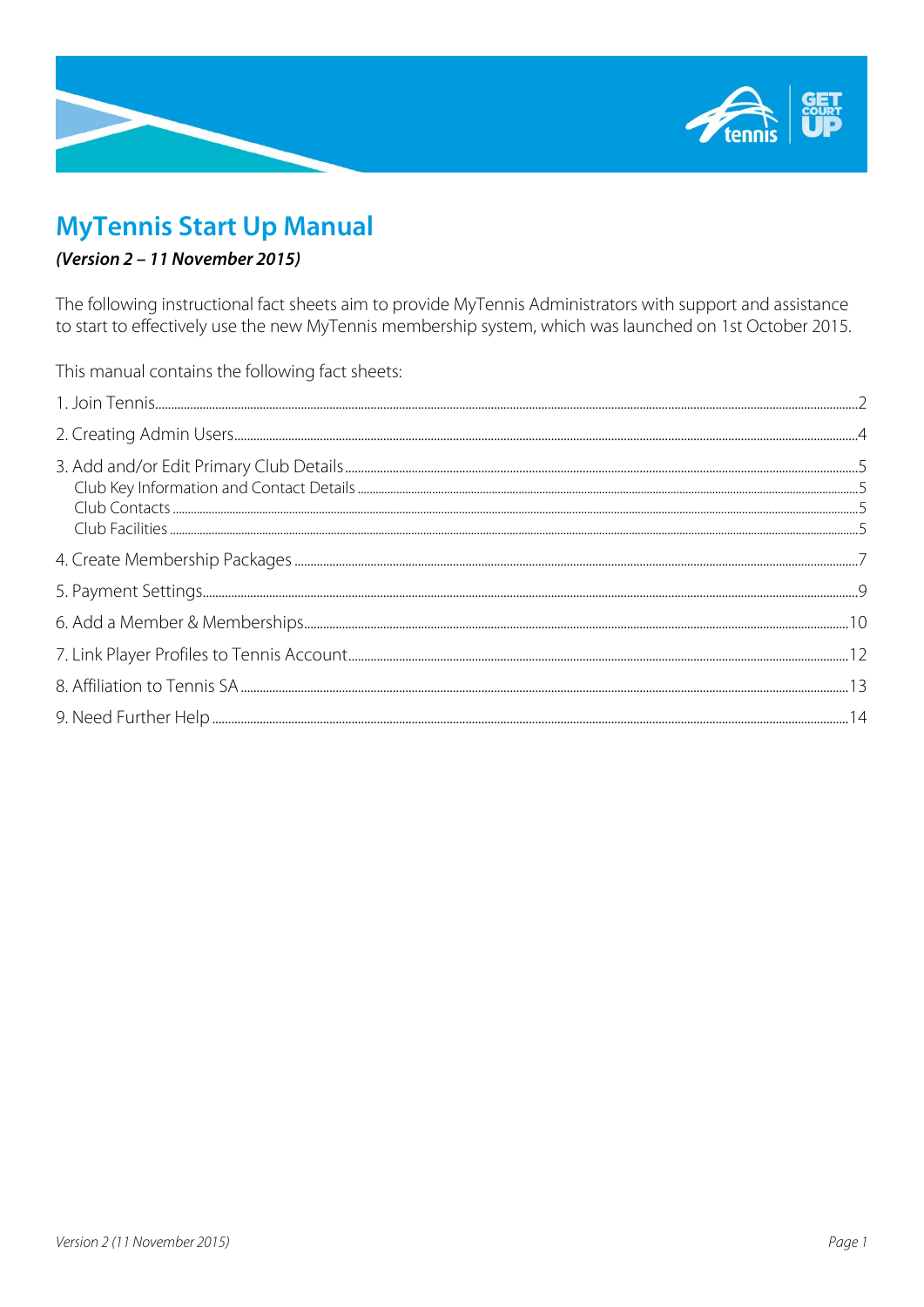# MyTennis Start Up Manual

***(Version 2 – 11 November 2015)***

The following instructional fact sheets aim to provide MyTennis Administrators with support and assistance to start to effectively use the new MyTennis membership system, which was launched on 1st October 2015.

This manual contains the following fact sheets:

1. Join Tennis .................................................. 2
2. Creating Admin Users .................................................. 4
3. Add and/or Edit Primary Club Details .................................................. 5
   - Club Key Information and Contact Details .................................................. 5
   - Club Contacts .................................................. 5
   - Club Facilities .................................................. 5
4. Create Membership Packages .................................................. 7
5. Payment Settings .................................................. 9
6. Add a Member & Memberships .................................................. 10
7. Link Player Profiles to Tennis Account .................................................. 12
8. Affiliation to Tennis SA .................................................. 13
9. Need Further Help .................................................. 14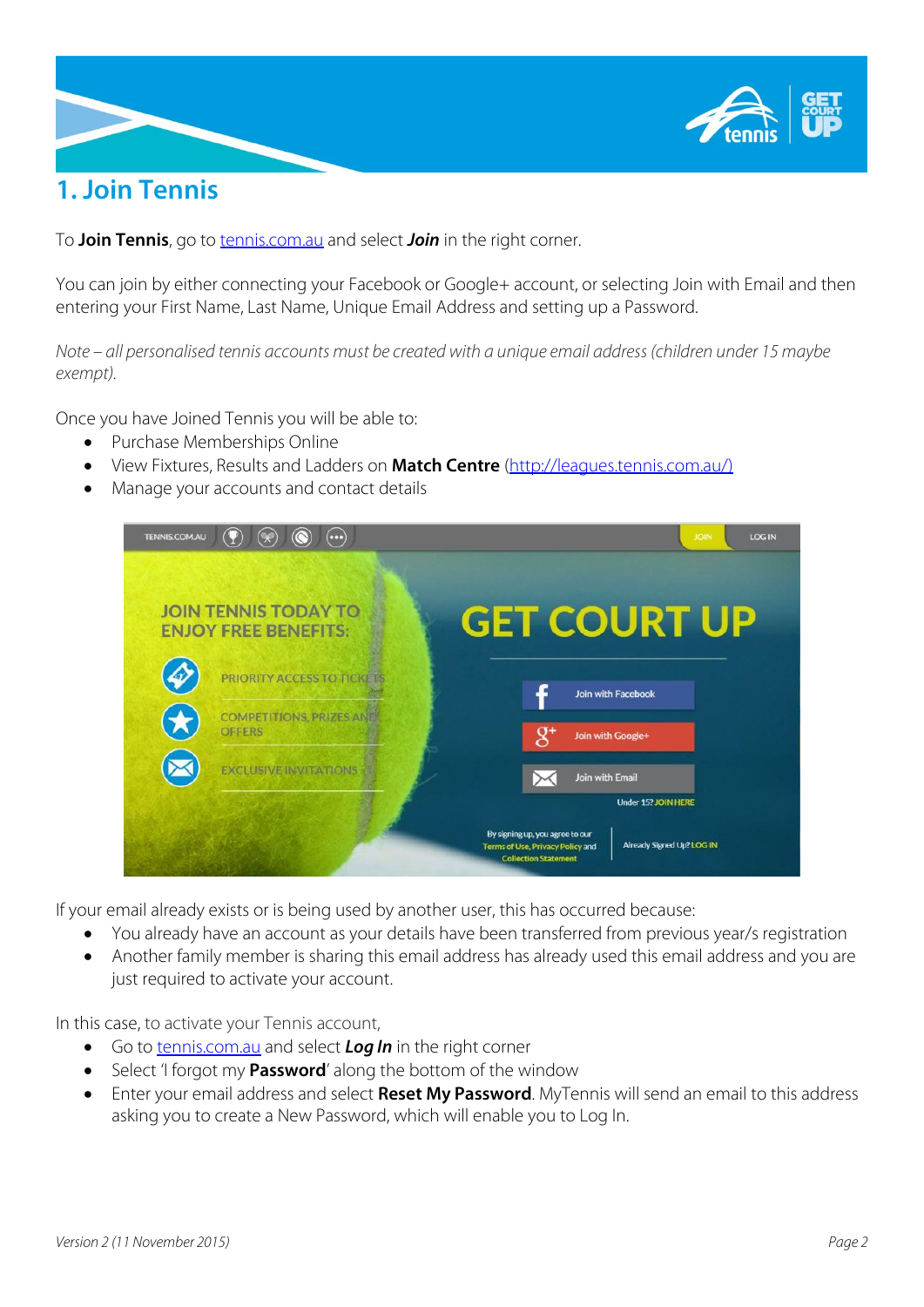# 1. Join Tennis

To **Join Tennis**, go to tennis.com.au and select ***Join*** in the right corner.

You can join by either connecting your Facebook or Google+ account, or selecting Join with Email and then entering your First Name, Last Name, Unique Email Address and setting up a Password.

*Note – all personalised tennis accounts must be created with a unique email address (children under 15 maybe exempt).*

Once you have Joined Tennis you will be able to:

- Purchase Memberships Online
- View Fixtures, Results and Ladders on **Match Centre** (http://leagues.tennis.com.au/)
- Manage your accounts and contact details

If your email already exists or is being used by another user, this has occurred because:

- You already have an account as your details have been transferred from previous year/s registration
- Another family member is sharing this email address has already used this email address and you are just required to activate your account.

In this case, to activate your Tennis account,

- Go to tennis.com.au and select ***Log In*** in the right corner
- Select 'I forgot my **Password**' along the bottom of the window
- Enter your email address and select **Reset My Password**. MyTennis will send an email to this address asking you to create a New Password, which will enable you to Log In.

*Version 2 (11 November 2015)*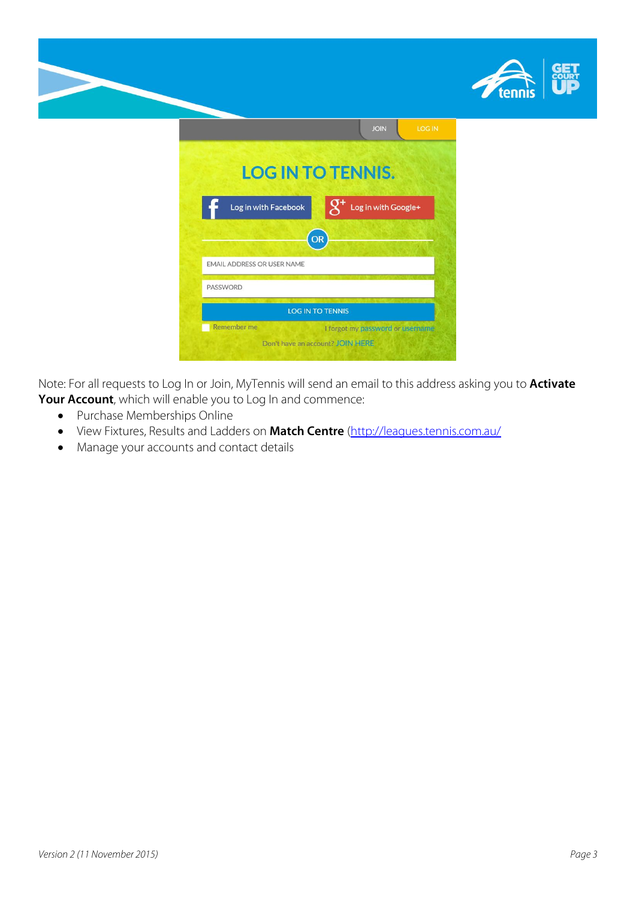Note: For all requests to Log In or Join, MyTennis will send an email to this address asking you to **Activate Your Account**, which will enable you to Log In and commence:

- Purchase Memberships Online
- View Fixtures, Results and Ladders on **Match Centre** (http://leagues.tennis.com.au/
- Manage your accounts and contact details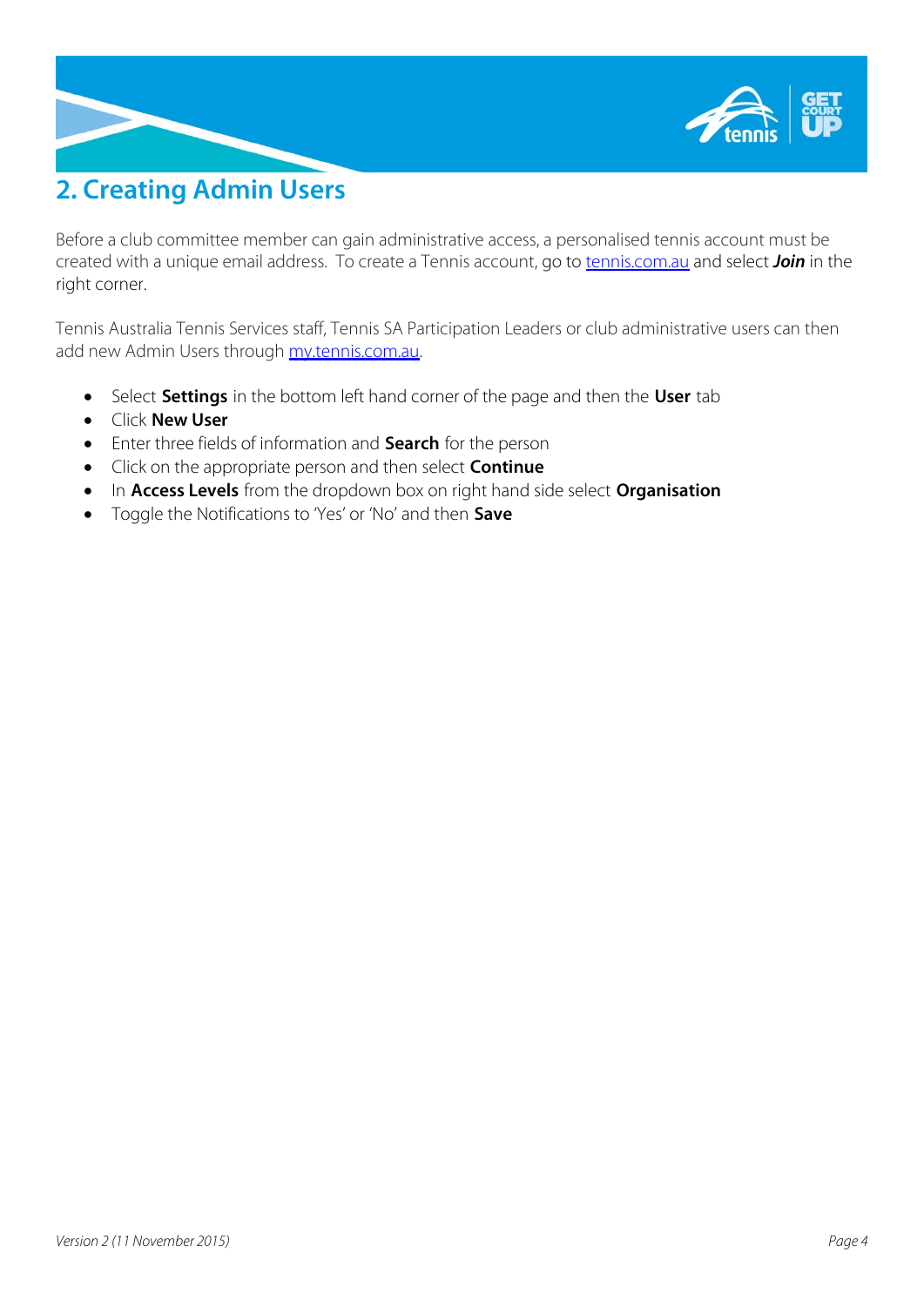## 2. Creating Admin Users

Before a club committee member can gain administrative access, a personalised tennis account must be created with a unique email address. To create a Tennis account, go to [tennis.com.au](tennis.com.au) and select ***Join*** in the right corner.

Tennis Australia Tennis Services staff, Tennis SA Participation Leaders or club administrative users can then add new Admin Users through [my.tennis.com.au](my.tennis.com.au).

- Select **Settings** in the bottom left hand corner of the page and then the **User** tab
- Click **New User**
- Enter three fields of information and **Search** for the person
- Click on the appropriate person and then select **Continue**
- In **Access Levels** from the dropdown box on right hand side select **Organisation**
- Toggle the Notifications to 'Yes' or 'No' and then **Save**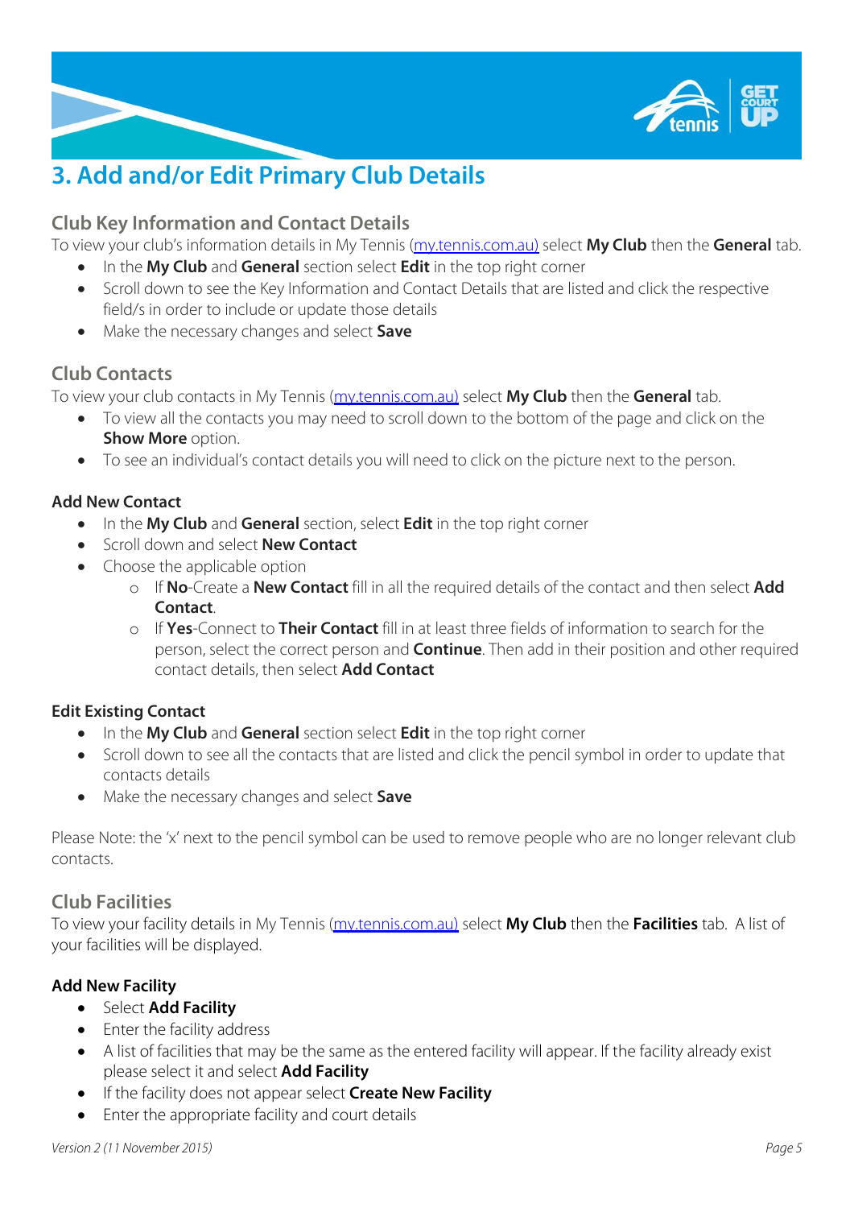# 3. Add and/or Edit Primary Club Details

## Club Key Information and Contact Details

To view your club's information details in My Tennis (my.tennis.com.au) select **My Club** then the **General** tab.

- In the **My Club** and **General** section select **Edit** in the top right corner
- Scroll down to see the Key Information and Contact Details that are listed and click the respective field/s in order to include or update those details
- Make the necessary changes and select **Save**

## Club Contacts

To view your club contacts in My Tennis (my.tennis.com.au) select **My Club** then the **General** tab.

- To view all the contacts you may need to scroll down to the bottom of the page and click on the **Show More** option.
- To see an individual's contact details you will need to click on the picture next to the person.

### Add New Contact

- In the **My Club** and **General** section, select **Edit** in the top right corner
- Scroll down and select **New Contact**
- Choose the applicable option
  - If **No**-Create a **New Contact** fill in all the required details of the contact and then select **Add Contact**.
  - If **Yes**-Connect to **Their Contact** fill in at least three fields of information to search for the person, select the correct person and **Continue**. Then add in their position and other required contact details, then select **Add Contact**

### Edit Existing Contact

- In the **My Club** and **General** section select **Edit** in the top right corner
- Scroll down to see all the contacts that are listed and click the pencil symbol in order to update that contacts details
- Make the necessary changes and select **Save**

Please Note: the 'x' next to the pencil symbol can be used to remove people who are no longer relevant club contacts.

## Club Facilities

To view your facility details in My Tennis (my.tennis.com.au) select **My Club** then the **Facilities** tab. A list of your facilities will be displayed.

### Add New Facility

- Select **Add Facility**
- Enter the facility address
- A list of facilities that may be the same as the entered facility will appear. If the facility already exist please select it and select **Add Facility**
- If the facility does not appear select **Create New Facility**
- Enter the appropriate facility and court details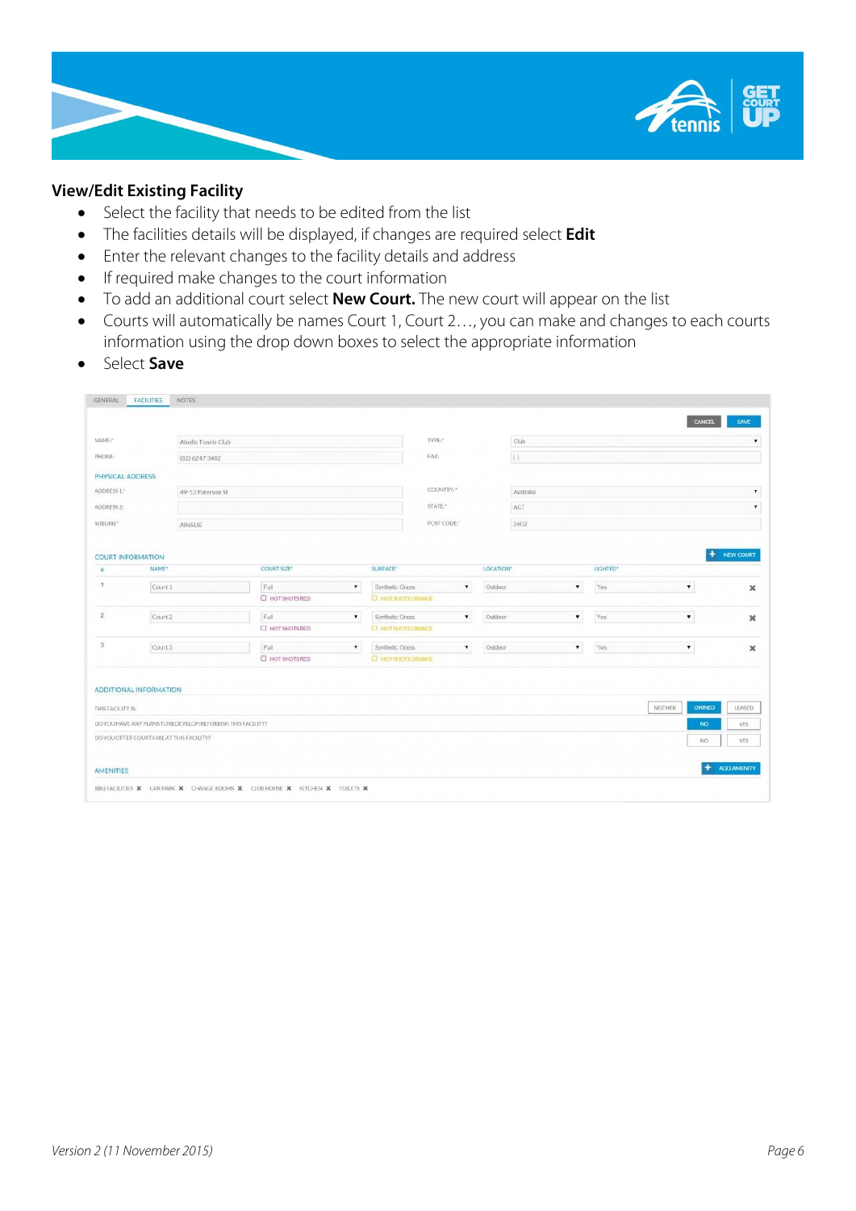## View/Edit Existing Facility

- Select the facility that needs to be edited from the list
- The facilities details will be displayed, if changes are required select **Edit**
- Enter the relevant changes to the facility details and address
- If required make changes to the court information
- To add an additional court select **New Court.** The new court will appear on the list
- Courts will automatically be names Court 1, Court 2…, you can make and changes to each courts information using the drop down boxes to select the appropriate information
- Select **Save**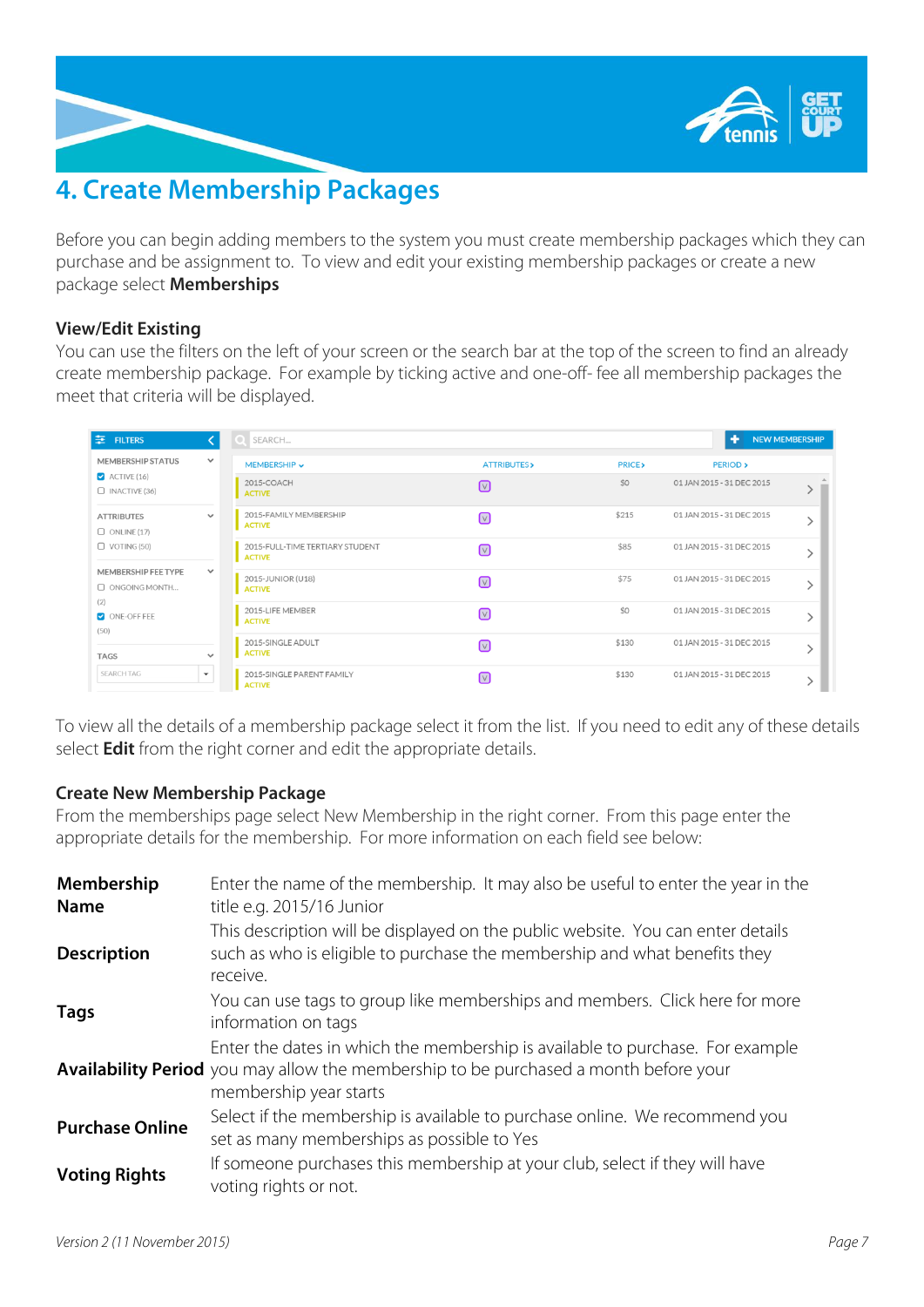# 4. Create Membership Packages

Before you can begin adding members to the system you must create membership packages which they can purchase and be assignment to. To view and edit your existing membership packages or create a new package select **Memberships**

### View/Edit Existing

You can use the filters on the left of your screen or the search bar at the top of the screen to find an already create membership package. For example by ticking active and one-off- fee all membership packages the meet that criteria will be displayed.

To view all the details of a membership package select it from the list. If you need to edit any of these details select **Edit** from the right corner and edit the appropriate details.

### Create New Membership Package

From the memberships page select New Membership in the right corner. From this page enter the appropriate details for the membership. For more information on each field see below:

| | |
|---|---|
| **Membership Name** | Enter the name of the membership. It may also be useful to enter the year in the title e.g. 2015/16 Junior |
| **Description** | This description will be displayed on the public website. You can enter details such as who is eligible to purchase the membership and what benefits they receive. |
| **Tags** | You can use tags to group like memberships and members. Click here for more information on tags |
| **Availability Period** | Enter the dates in which the membership is available to purchase. For example you may allow the membership to be purchased a month before your membership year starts |
| **Purchase Online** | Select if the membership is available to purchase online. We recommend you set as many memberships as possible to Yes |
| **Voting Rights** | If someone purchases this membership at your club, select if they will have voting rights or not. |

*Version 2 (11 November 2015)*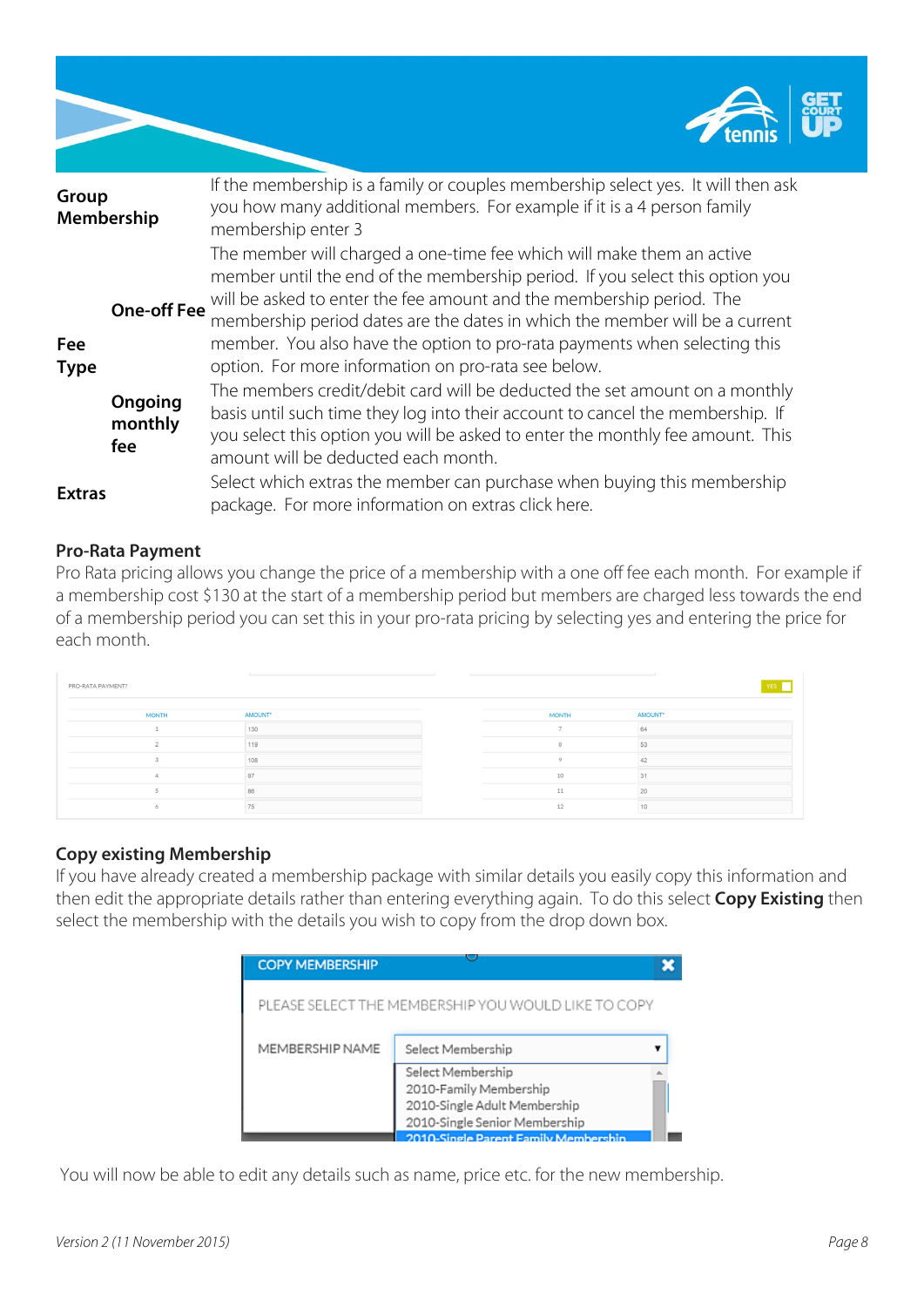| | | |
|---|---|---|
| **Group Membership** | | If the membership is a family or couples membership select yes. It will then ask you how many additional members. For example if it is a 4 person family membership enter 3 |
| **Fee Type** | **One-off Fee** | The member will charged a one-time fee which will make them an active member until the end of the membership period. If you select this option you will be asked to enter the fee amount and the membership period. The membership period dates are the dates in which the member will be a current member. You also have the option to pro-rata payments when selecting this option. For more information on pro-rata see below. |
| | **Ongoing monthly fee** | The members credit/debit card will be deducted the set amount on a monthly basis until such time they log into their account to cancel the membership. If you select this option you will be asked to enter the monthly fee amount. This amount will be deducted each month. |
| **Extras** | | Select which extras the member can purchase when buying this membership package. For more information on extras click here. |

**Pro-Rata Payment**

Pro Rata pricing allows you change the price of a membership with a one off fee each month. For example if a membership cost $130 at the start of a membership period but members are charged less towards the end of a membership period you can set this in your pro-rata pricing by selecting yes and entering the price for each month.

PRO-RATA PAYMENT? YES

| MONTH | AMOUNT* | MONTH | AMOUNT* |
|---|---|---|---|
| 1 | 130 | 7 | 64 |
| 2 | 119 | 8 | 53 |
| 3 | 108 | 9 | 42 |
| 4 | 97 | 10 | 31 |
| 5 | 86 | 11 | 20 |
| 6 | 75 | 12 | 10 |

**Copy existing Membership**

If you have already created a membership package with similar details you easily copy this information and then edit the appropriate details rather than entering everything again. To do this select **Copy Existing** then select the membership with the details you wish to copy from the drop down box.

COPY MEMBERSHIP

PLEASE SELECT THE MEMBERSHIP YOU WOULD LIKE TO COPY

MEMBERSHIP NAME: Select Membership
- Select Membership
- 2010-Family Membership
- 2010-Single Adult Membership
- 2010-Single Senior Membership
- 2010-Single Parent Family Membership

You will now be able to edit any details such as name, price etc. for the new membership.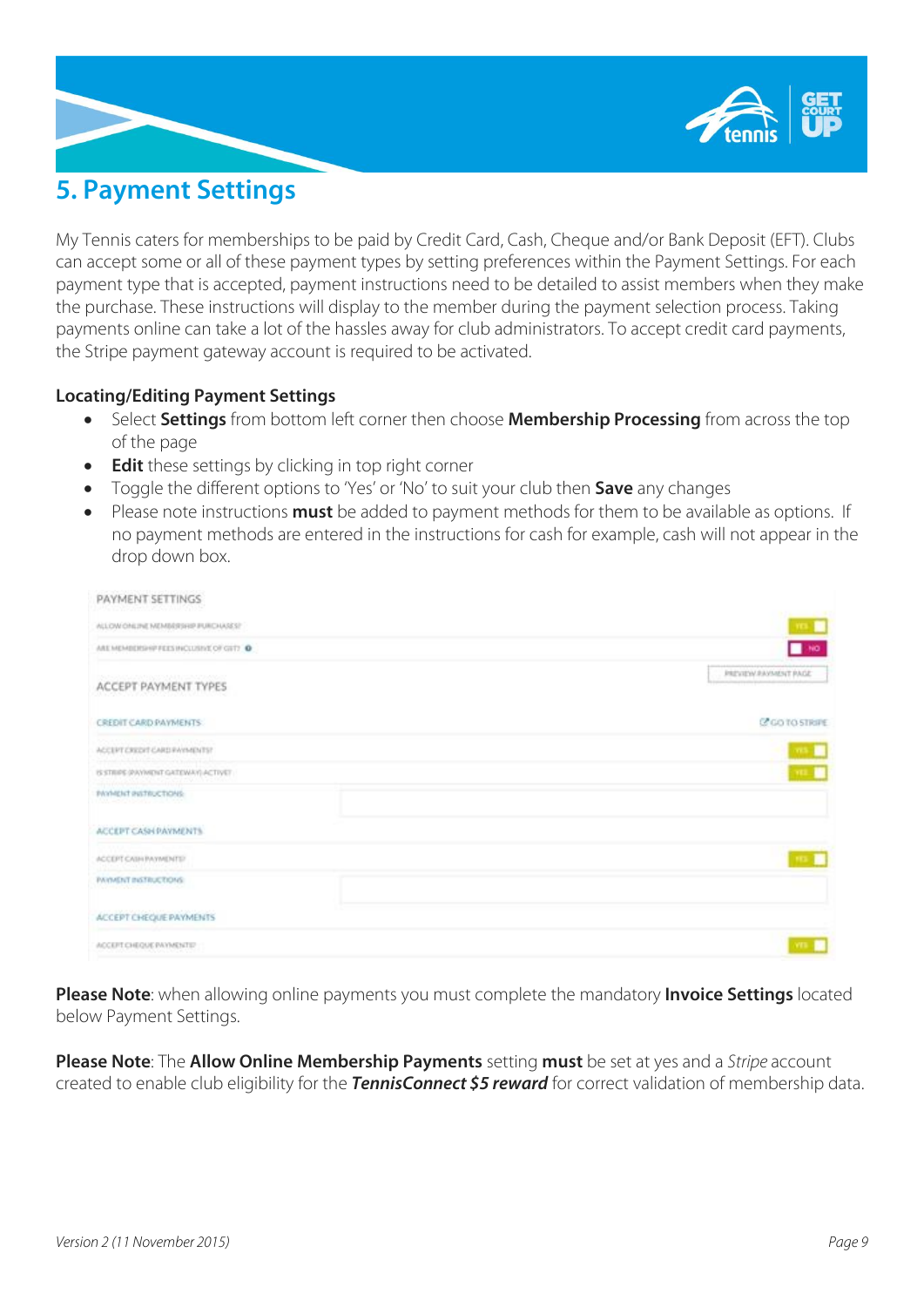## 5. Payment Settings

My Tennis caters for memberships to be paid by Credit Card, Cash, Cheque and/or Bank Deposit (EFT). Clubs can accept some or all of these payment types by setting preferences within the Payment Settings. For each payment type that is accepted, payment instructions need to be detailed to assist members when they make the purchase. These instructions will display to the member during the payment selection process. Taking payments online can take a lot of the hassles away for club administrators. To accept credit card payments, the Stripe payment gateway account is required to be activated.

### Locating/Editing Payment Settings

- Select **Settings** from bottom left corner then choose **Membership Processing** from across the top of the page
- **Edit** these settings by clicking in top right corner
- Toggle the different options to 'Yes' or 'No' to suit your club then **Save** any changes
- Please note instructions **must** be added to payment methods for them to be available as options. If no payment methods are entered in the instructions for cash for example, cash will not appear in the drop down box.

**Please Note**: when allowing online payments you must complete the mandatory **Invoice Settings** located below Payment Settings.

**Please Note**: The **Allow Online Membership Payments** setting **must** be set at yes and a *Stripe* account created to enable club eligibility for the ***TennisConnect $5 reward*** for correct validation of membership data.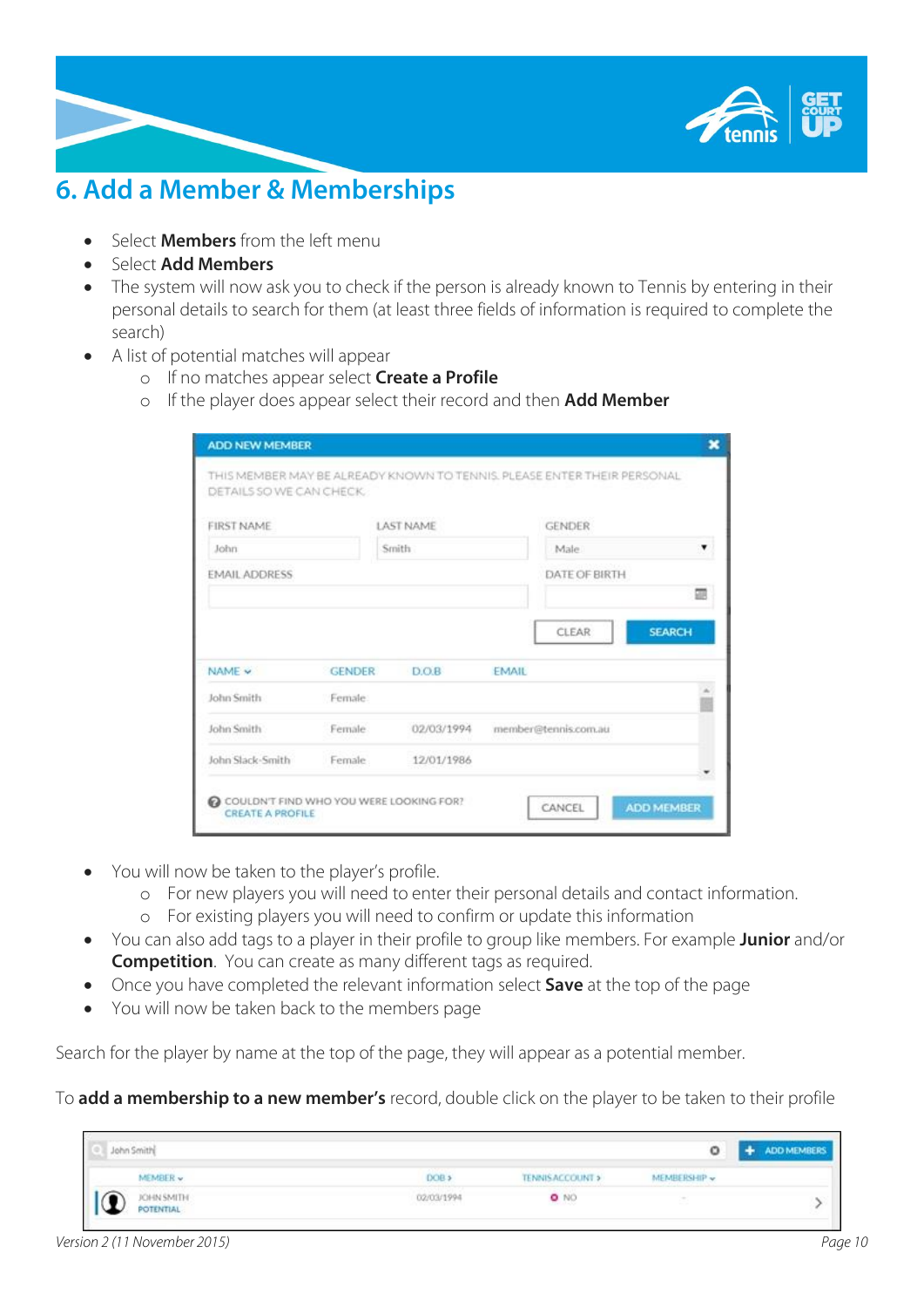# 6. Add a Member & Memberships

- Select **Members** from the left menu
- Select **Add Members**
- The system will now ask you to check if the person is already known to Tennis by entering in their personal details to search for them (at least three fields of information is required to complete the search)
- A list of potential matches will appear
  - If no matches appear select **Create a Profile**
  - If the player does appear select their record and then **Add Member**

- You will now be taken to the player's profile.
  - For new players you will need to enter their personal details and contact information.
  - For existing players you will need to confirm or update this information
- You can also add tags to a player in their profile to group like members. For example **Junior** and/or **Competition**. You can create as many different tags as required.
- Once you have completed the relevant information select **Save** at the top of the page
- You will now be taken back to the members page

Search for the player by name at the top of the page, they will appear as a potential member.

To **add a membership to a new member's** record, double click on the player to be taken to their profile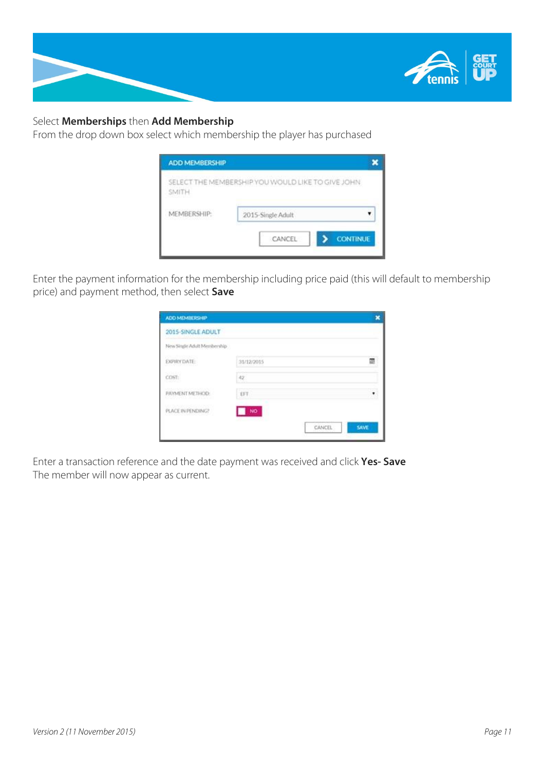Select **Memberships** then **Add Membership**
From the drop down box select which membership the player has purchased

Enter the payment information for the membership including price paid (this will default to membership price) and payment method, then select **Save**

Enter a transaction reference and the date payment was received and click **Yes- Save**
The member will now appear as current.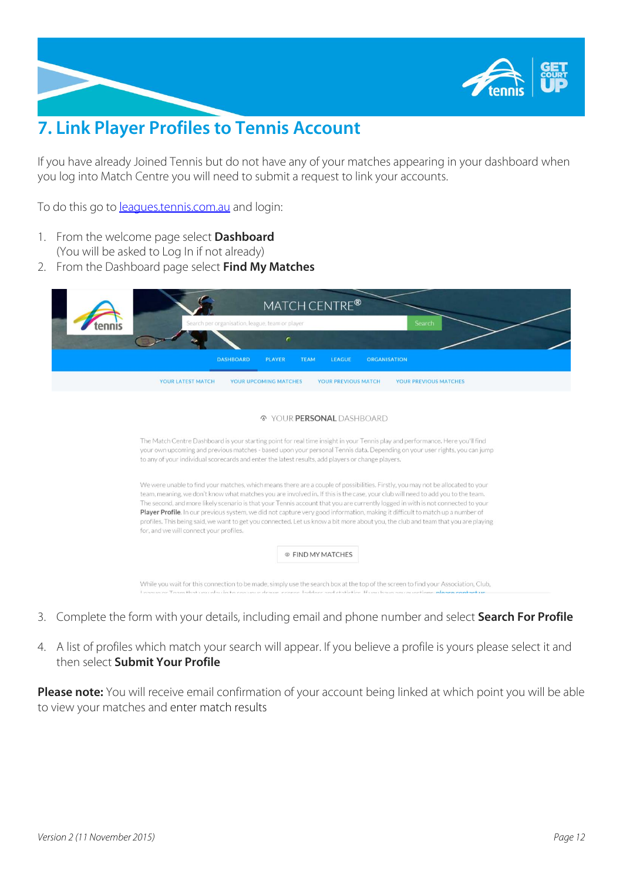# 7. Link Player Profiles to Tennis Account

If you have already Joined Tennis but do not have any of your matches appearing in your dashboard when you log into Match Centre you will need to submit a request to link your accounts.

To do this go to leagues.tennis.com.au and login:

1. From the welcome page select **Dashboard** (You will be asked to Log In if not already)
2. From the Dashboard page select **Find My Matches**

3. Complete the form with your details, including email and phone number and select **Search For Profile**
4. A list of profiles which match your search will appear. If you believe a profile is yours please select it and then select **Submit Your Profile**

**Please note:** You will receive email confirmation of your account being linked at which point you will be able to view your matches and enter match results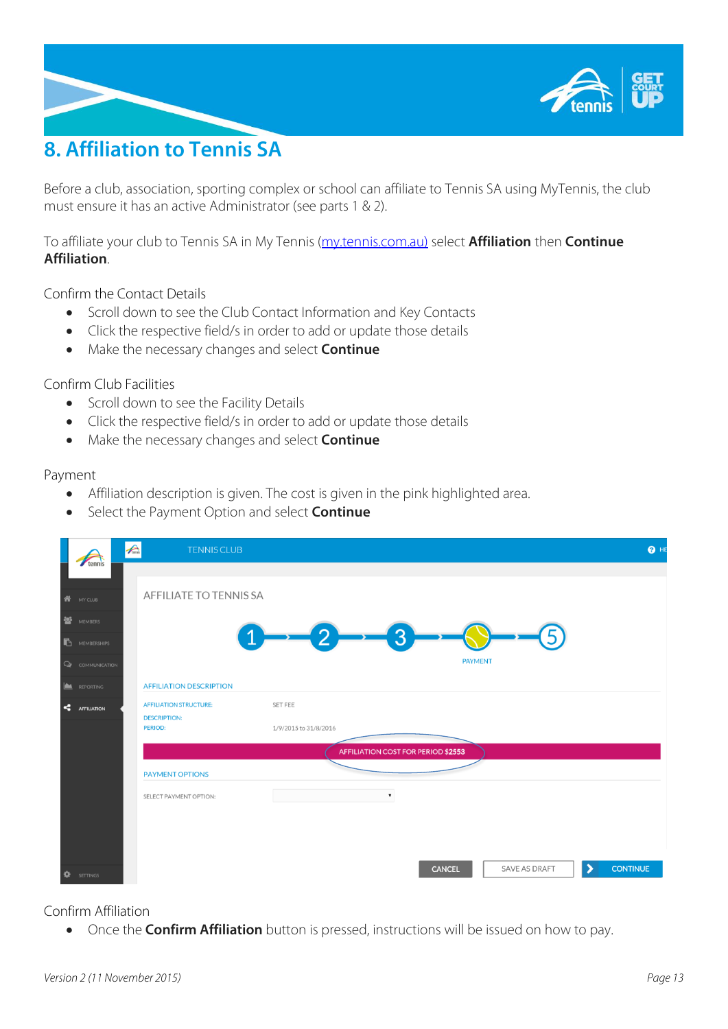# 8. Affiliation to Tennis SA

Before a club, association, sporting complex or school can affiliate to Tennis SA using MyTennis, the club must ensure it has an active Administrator (see parts 1 & 2).

To affiliate your club to Tennis SA in My Tennis (my.tennis.com.au) select **Affiliation** then **Continue Affiliation**.

Confirm the Contact Details

- Scroll down to see the Club Contact Information and Key Contacts
- Click the respective field/s in order to add or update those details
- Make the necessary changes and select **Continue**

Confirm Club Facilities

- Scroll down to see the Facility Details
- Click the respective field/s in order to add or update those details
- Make the necessary changes and select **Continue**

Payment

- Affiliation description is given. The cost is given in the pink highlighted area.
- Select the Payment Option and select **Continue**

Confirm Affiliation

- Once the **Confirm Affiliation** button is pressed, instructions will be issued on how to pay.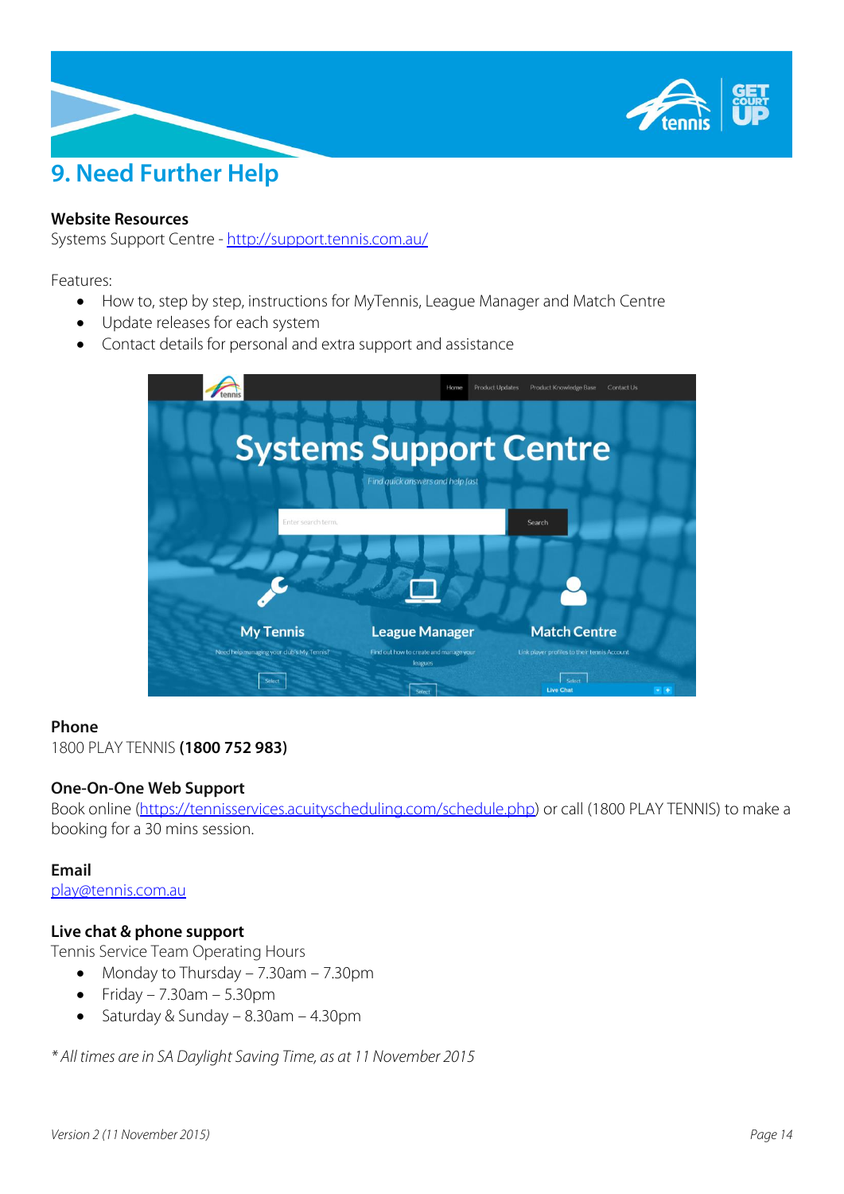# 9. Need Further Help

**Website Resources**

Systems Support Centre - [http://support.tennis.com.au/](http://support.tennis.com.au/)

Features:

- How to, step by step, instructions for MyTennis, League Manager and Match Centre
- Update releases for each system
- Contact details for personal and extra support and assistance

**Phone**

1800 PLAY TENNIS **(1800 752 983)**

**One-On-One Web Support**

Book online ([https://tennisservices.acuityscheduling.com/schedule.php](https://tennisservices.acuityscheduling.com/schedule.php)) or call (1800 PLAY TENNIS) to make a booking for a 30 mins session.

**Email**

[play@tennis.com.au](mailto:play@tennis.com.au)

**Live chat & phone support**

Tennis Service Team Operating Hours

- Monday to Thursday – 7.30am – 7.30pm
- Friday – 7.30am – 5.30pm
- Saturday & Sunday – 8.30am – 4.30pm

*\* All times are in SA Daylight Saving Time, as at 11 November 2015*

*Version 2 (11 November 2015)*